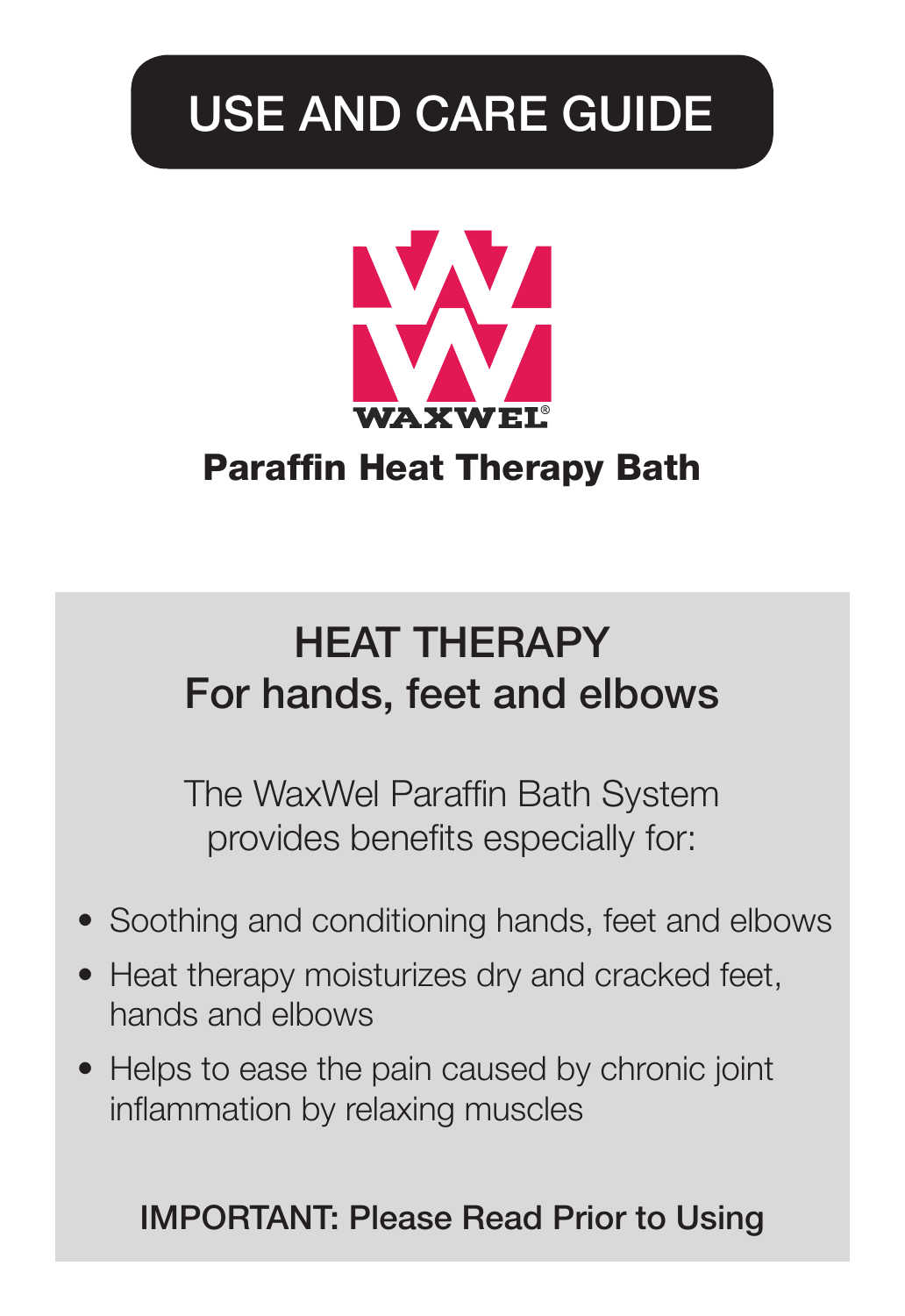# USE AND CARE GUIDE

WAXWEL®

**Paraffin Heat Therapy Bath**

## HEAT THERAPY
## For hands, feet and elbows

The WaxWel Paraffin Bath System provides benefits especially for:

- Soothing and conditioning hands, feet and elbows
- Heat therapy moisturizes dry and cracked feet, hands and elbows
- Helps to ease the pain caused by chronic joint inflammation by relaxing muscles

IMPORTANT: Please Read Prior to Using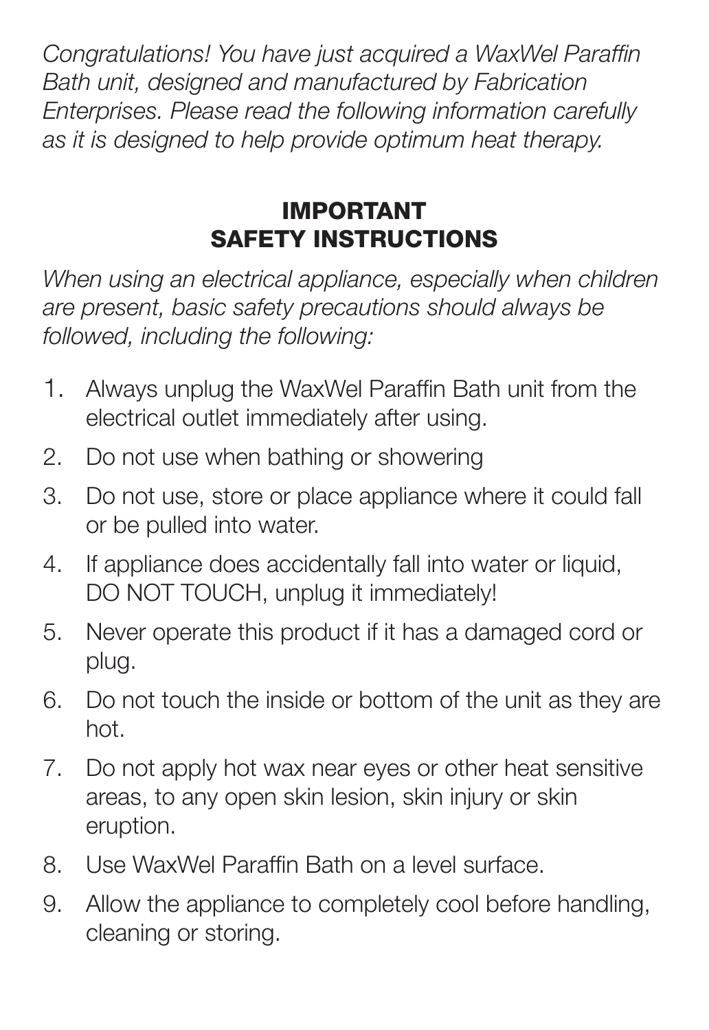*Congratulations! You have just acquired a WaxWel Paraffin Bath unit, designed and manufactured by Fabrication Enterprises. Please read the following information carefully as it is designed to help provide optimum heat therapy.*

## IMPORTANT SAFETY INSTRUCTIONS

*When using an electrical appliance, especially when children are present, basic safety precautions should always be followed, including the following:*

1. Always unplug the WaxWel Paraffin Bath unit from the electrical outlet immediately after using.
2. Do not use when bathing or showering
3. Do not use, store or place appliance where it could fall or be pulled into water.
4. If appliance does accidentally fall into water or liquid, DO NOT TOUCH, unplug it immediately!
5. Never operate this product if it has a damaged cord or plug.
6. Do not touch the inside or bottom of the unit as they are hot.
7. Do not apply hot wax near eyes or other heat sensitive areas, to any open skin lesion, skin injury or skin eruption.
8. Use WaxWel Paraffin Bath on a level surface.
9. Allow the appliance to completely cool before handling, cleaning or storing.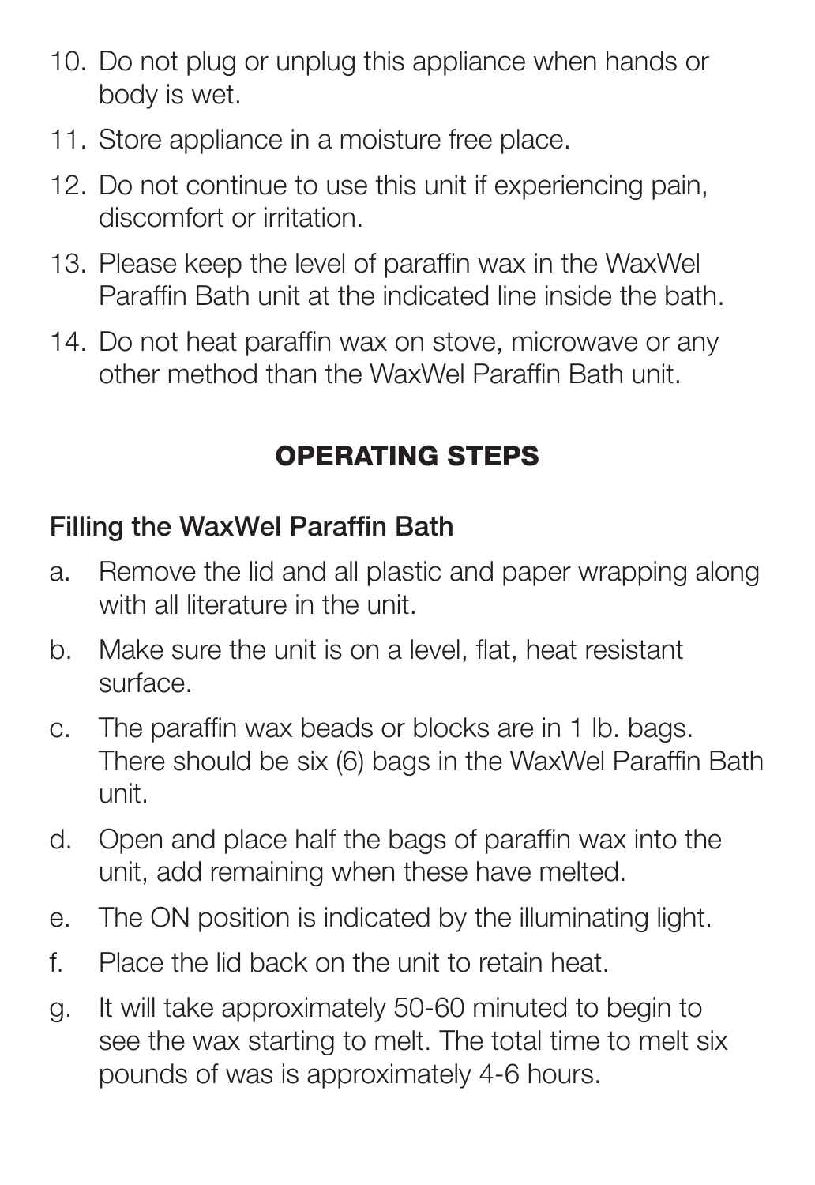10. Do not plug or unplug this appliance when hands or body is wet.
11. Store appliance in a moisture free place.
12. Do not continue to use this unit if experiencing pain, discomfort or irritation.
13. Please keep the level of paraffin wax in the WaxWel Paraffin Bath unit at the indicated line inside the bath.
14. Do not heat paraffin wax on stove, microwave or any other method than the WaxWel Paraffin Bath unit.

## OPERATING STEPS

### Filling the WaxWel Paraffin Bath

a. Remove the lid and all plastic and paper wrapping along with all literature in the unit.

b. Make sure the unit is on a level, flat, heat resistant surface.

c. The paraffin wax beads or blocks are in 1 lb. bags. There should be six (6) bags in the WaxWel Paraffin Bath unit.

d. Open and place half the bags of paraffin wax into the unit, add remaining when these have melted.

e. The ON position is indicated by the illuminating light.

f. Place the lid back on the unit to retain heat.

g. It will take approximately 50-60 minuted to begin to see the wax starting to melt. The total time to melt six pounds of was is approximately 4-6 hours.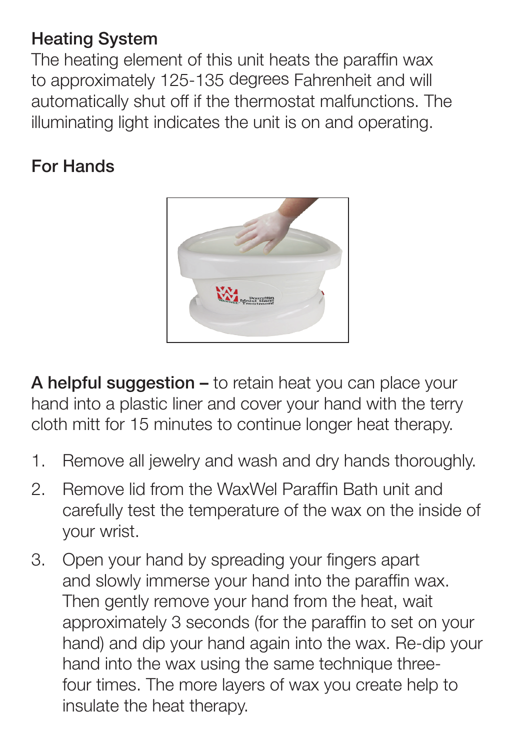## Heating System

The heating element of this unit heats the paraffin wax to approximately 125-135 degrees Fahrenheit and will automatically shut off if the thermostat malfunctions. The illuminating light indicates the unit is on and operating.

## For Hands

**A helpful suggestion –** to retain heat you can place your hand into a plastic liner and cover your hand with the terry cloth mitt for 15 minutes to continue longer heat therapy.

1. Remove all jewelry and wash and dry hands thoroughly.
2. Remove lid from the WaxWel Paraffin Bath unit and carefully test the temperature of the wax on the inside of your wrist.
3. Open your hand by spreading your fingers apart and slowly immerse your hand into the paraffin wax. Then gently remove your hand from the heat, wait approximately 3 seconds (for the paraffin to set on your hand) and dip your hand again into the wax. Re-dip your hand into the wax using the same technique three-four times. The more layers of wax you create help to insulate the heat therapy.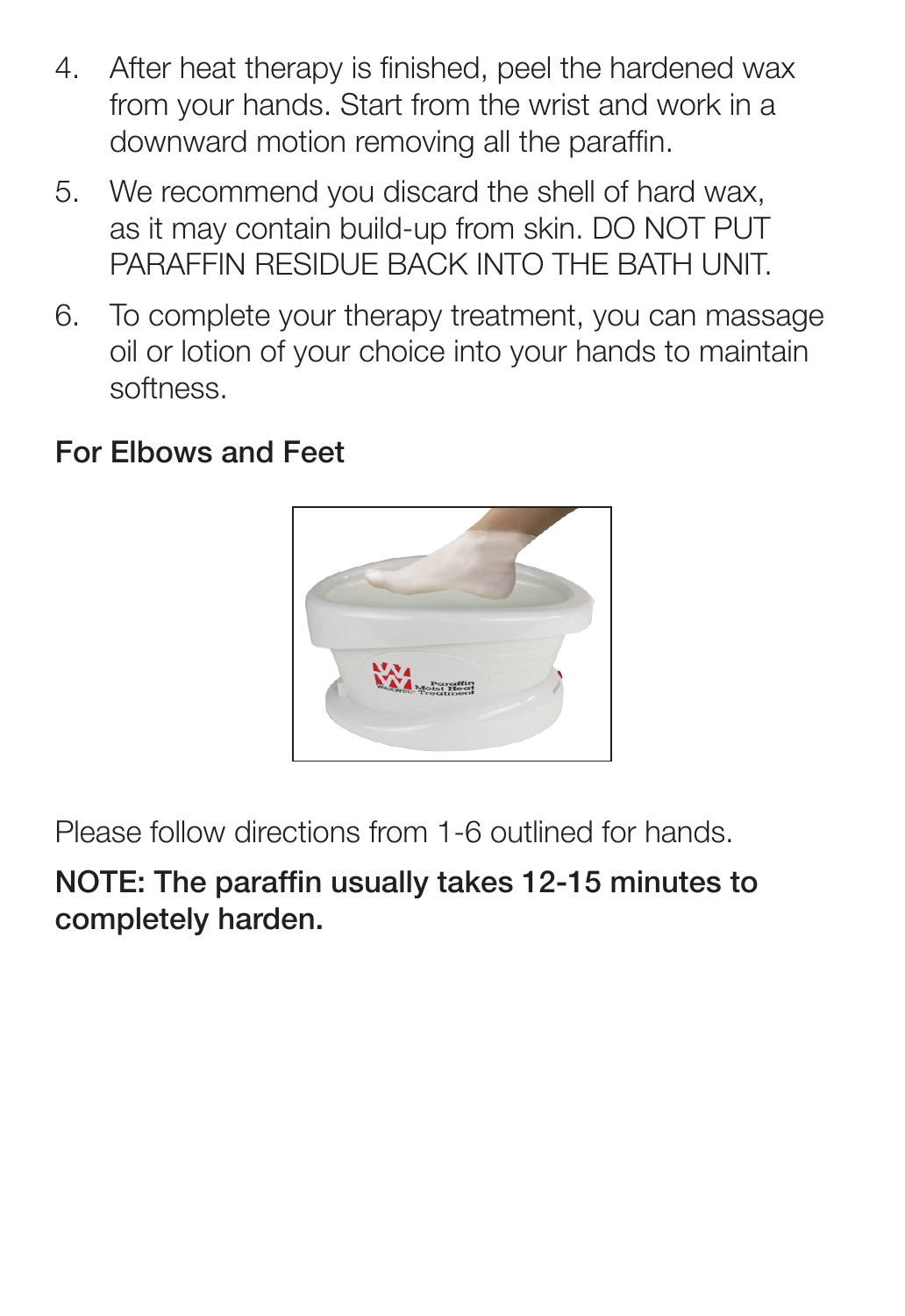4. After heat therapy is finished, peel the hardened wax from your hands. Start from the wrist and work in a downward motion removing all the paraffin.
5. We recommend you discard the shell of hard wax, as it may contain build-up from skin. DO NOT PUT PARAFFIN RESIDUE BACK INTO THE BATH UNIT.
6. To complete your therapy treatment, you can massage oil or lotion of your choice into your hands to maintain softness.

**For Elbows and Feet**

Please follow directions from 1-6 outlined for hands.

**NOTE: The paraffin usually takes 12-15 minutes to completely harden.**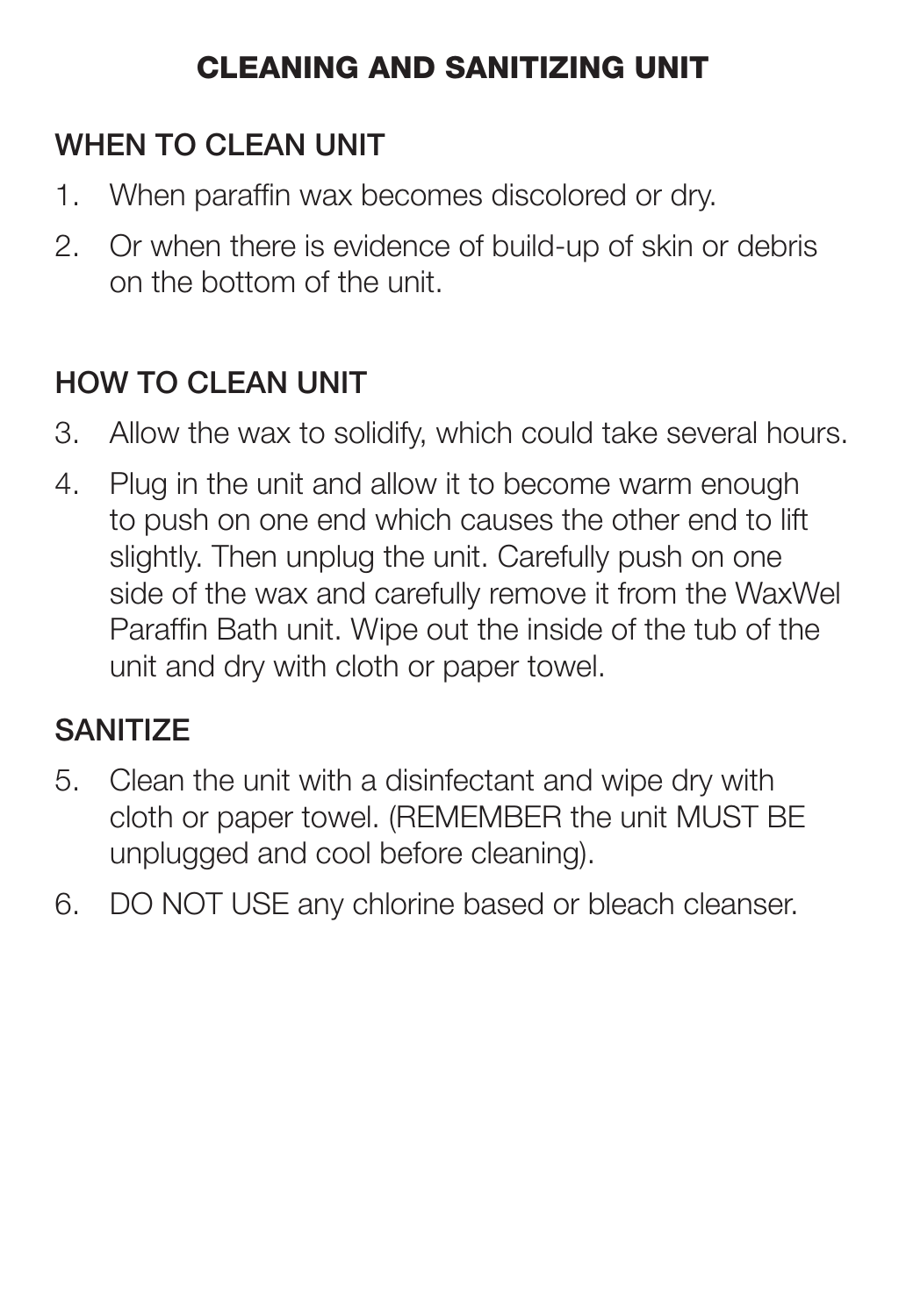# CLEANING AND SANITIZING UNIT

## WHEN TO CLEAN UNIT

1. When paraffin wax becomes discolored or dry.
2. Or when there is evidence of build-up of skin or debris on the bottom of the unit.

## HOW TO CLEAN UNIT

3. Allow the wax to solidify, which could take several hours.
4. Plug in the unit and allow it to become warm enough to push on one end which causes the other end to lift slightly. Then unplug the unit. Carefully push on one side of the wax and carefully remove it from the WaxWel Paraffin Bath unit. Wipe out the inside of the tub of the unit and dry with cloth or paper towel.

## SANITIZE

5. Clean the unit with a disinfectant and wipe dry with cloth or paper towel. (REMEMBER the unit MUST BE unplugged and cool before cleaning).
6. DO NOT USE any chlorine based or bleach cleanser.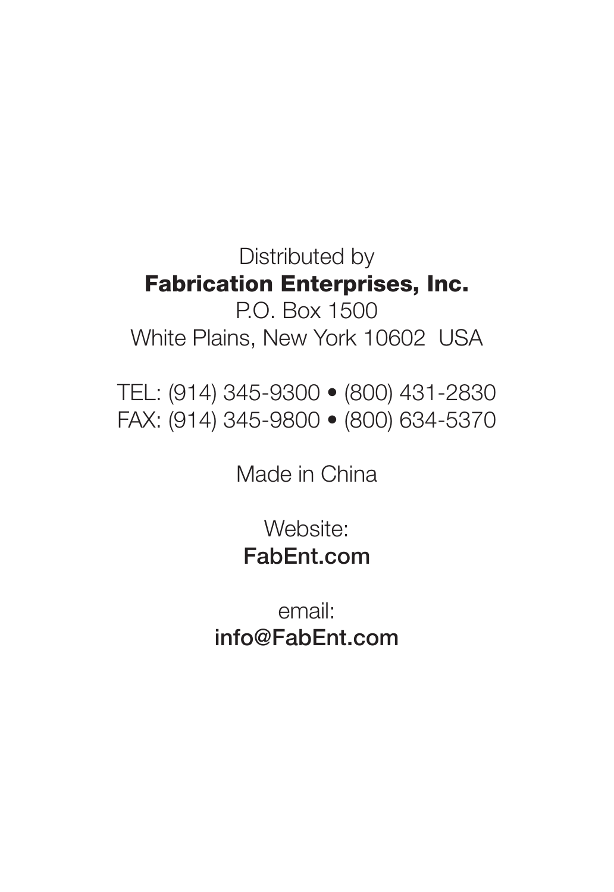Distributed by

**Fabrication Enterprises, Inc.**

P.O. Box 1500

White Plains, New York 10602  USA

TEL: (914) 345-9300 • (800) 431-2830

FAX: (914) 345-9800 • (800) 634-5370

Made in China

Website:

FabEnt.com

email:

info@FabEnt.com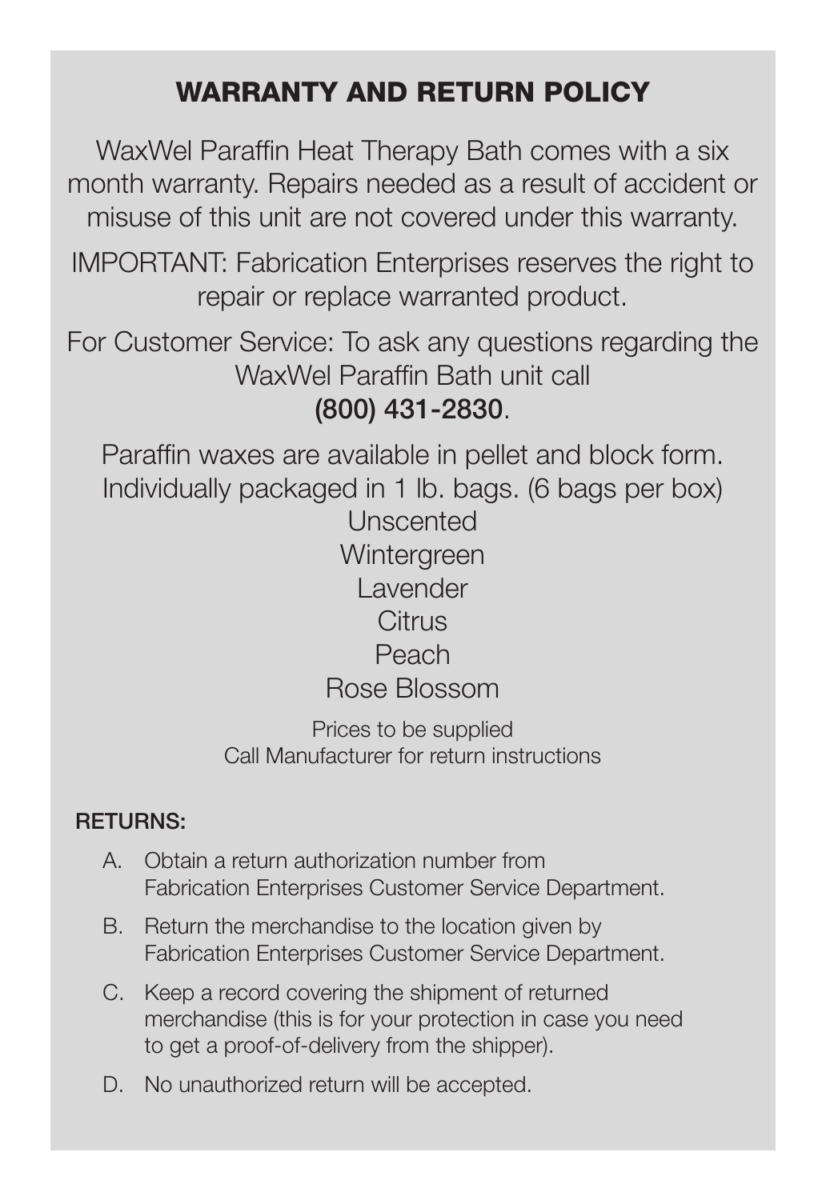## WARRANTY AND RETURN POLICY

WaxWel Paraffin Heat Therapy Bath comes with a six month warranty. Repairs needed as a result of accident or misuse of this unit are not covered under this warranty.

IMPORTANT: Fabrication Enterprises reserves the right to repair or replace warranted product.

For Customer Service: To ask any questions regarding the WaxWel Paraffin Bath unit call **(800) 431-2830**.

Paraffin waxes are available in pellet and block form. Individually packaged in 1 lb. bags. (6 bags per box)

Unscented
Wintergreen
Lavender
Citrus
Peach
Rose Blossom

Prices to be supplied
Call Manufacturer for return instructions

**RETURNS:**

A. Obtain a return authorization number from Fabrication Enterprises Customer Service Department.

B. Return the merchandise to the location given by Fabrication Enterprises Customer Service Department.

C. Keep a record covering the shipment of returned merchandise (this is for your protection in case you need to get a proof-of-delivery from the shipper).

D. No unauthorized return will be accepted.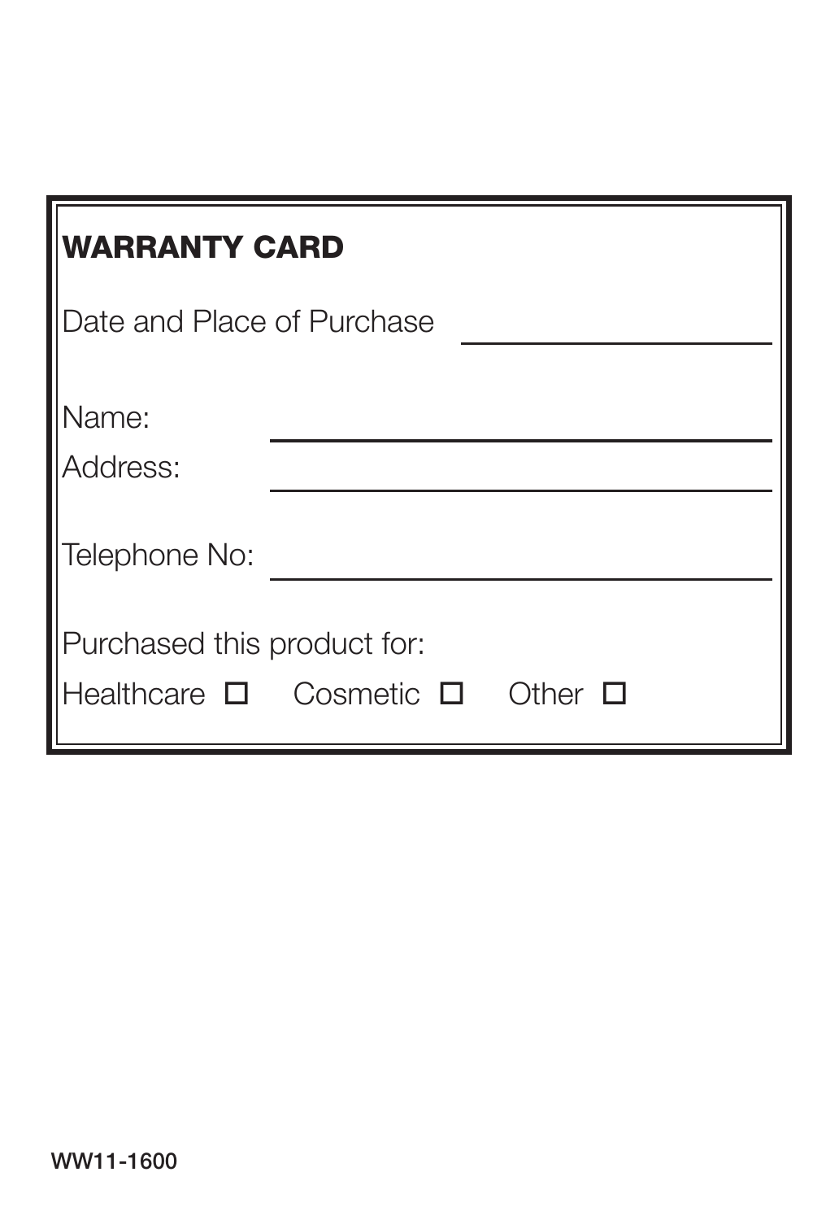## WARRANTY CARD

Date and Place of Purchase \_\_\_\_\_\_\_\_\_\_\_\_\_\_\_\_\_\_\_\_

Name: \_\_\_\_\_\_\_\_\_\_\_\_\_\_\_\_\_\_\_\_\_\_\_\_\_\_\_\_\_\_\_\_

Address: \_\_\_\_\_\_\_\_\_\_\_\_\_\_\_\_\_\_\_\_\_\_\_\_\_\_\_\_\_\_\_\_

Telephone No: \_\_\_\_\_\_\_\_\_\_\_\_\_\_\_\_\_\_\_\_\_\_\_\_\_\_\_\_\_\_\_\_

Purchased this product for:

Healthcare ☐ Cosmetic ☐ Other ☐

WW11-1600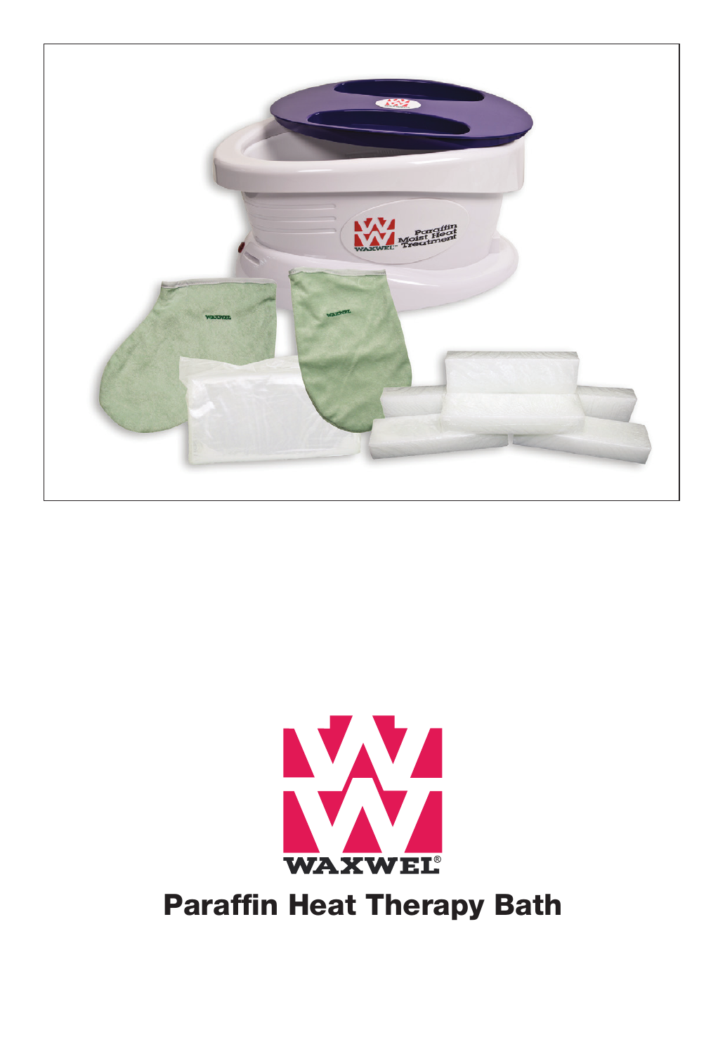WAXWEL®

# Paraffin Heat Therapy Bath